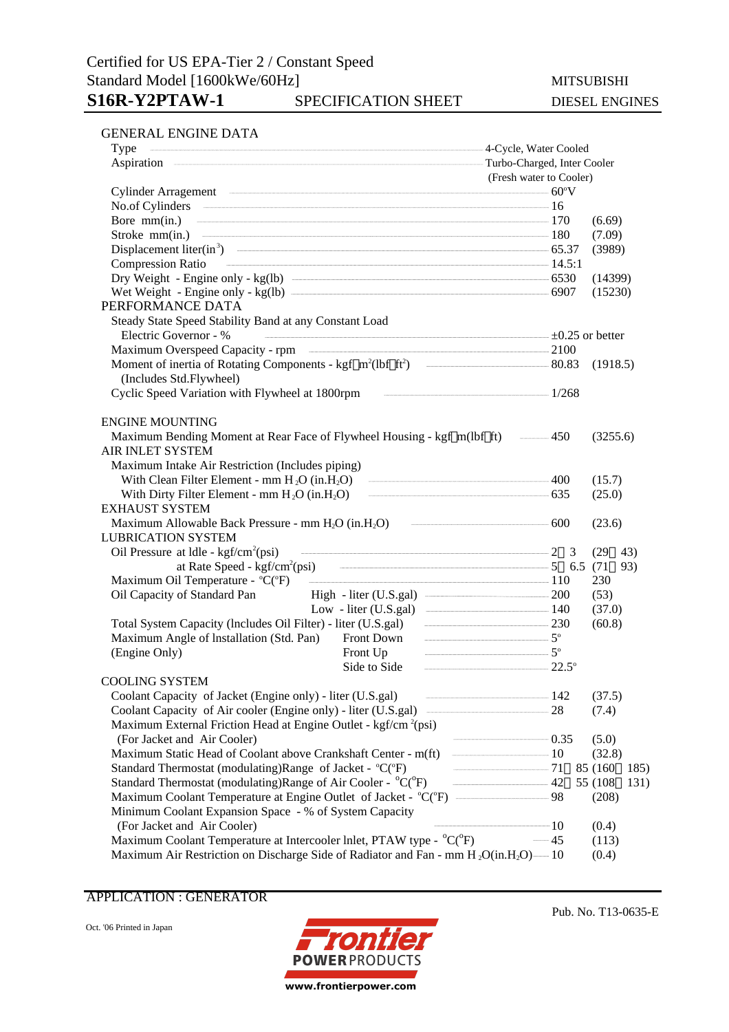Certified for US EPA-Tier 2 / Constant Speed
Standard Model [1600kWe/60Hz]

# S16R-Y2PTAW-1 SPECIFICATION SHEET

MITSUBISHI DIESEL ENGINES

## GENERAL ENGINE DATA

| Item | Value | |
|---|---|---|
| Type | 4-Cycle, Water Cooled | |
| Aspiration | Turbo-Charged, Inter Cooler (Fresh water to Cooler) | |
| Cylinder Arragement | 60°V | |
| No.of Cylinders | 16 | |
| Bore mm(in.) | 170 | (6.69) |
| Stroke mm(in.) | 180 | (7.09) |
| Displacement liter($in^3$) | 65.37 | (3989) |
| Compression Ratio | 14.5:1 | |
| Dry Weight - Engine only - kg(lb) | 6530 | (14399) |
| Wet Weight - Engine only - kg(lb) | 6907 | (15230) |

## PERFORMANCE DATA

| Item | Value | |
|---|---|---|
| Steady State Speed Stability Band at any Constant Load | | |
| Electric Governor - % | ±0.25 or better | |
| Maximum Overspeed Capacity - rpm | 2100 | |
| Moment of inertia of Rotating Components - kgf・$m^2$(lbf・$ft^2$) (Includes Std.Flywheel) | 80.83 | (1918.5) |
| Cyclic Speed Variation with Flywheel at 1800rpm | 1/268 | |

## ENGINE MOUNTING

| Item | Value | |
|---|---|---|
| Maximum Bending Moment at Rear Face of Flywheel Housing - kgf・m(lbf・ft) | 450 | (3255.6) |

## AIR INLET SYSTEM

| Item | Value | |
|---|---|---|
| Maximum Intake Air Restriction (Includes piping) | | |
| With Clean Filter Element - mm $H_2O$ (in.$H_2O$) | 400 | (15.7) |
| With Dirty Filter Element - mm $H_2O$ (in.$H_2O$) | 635 | (25.0) |

## EXHAUST SYSTEM

| Item | Value | |
|---|---|---|
| Maximum Allowable Back Pressure - mm $H_2O$ (in.$H_2O$) | 600 | (23.6) |

## LUBRICATION SYSTEM

| Item | | Value | |
|---|---|---|---|
| Oil Pressure at Idle - kgf/$cm^2$(psi) | | 2～3 | (29～43) |
| at Rate Speed - kgf/$cm^2$(psi) | | 5～6.5 | (71～93) |
| Maximum Oil Temperature - °C(°F) | | 110 | 230 |
| Oil Capacity of Standard Pan | High - liter (U.S.gal) | 200 | (53) |
| | Low - liter (U.S.gal) | 140 | (37.0) |
| Total System Capacity (Includes Oil Filter) - liter (U.S.gal) | | 230 | (60.8) |
| Maximum Angle of Installation (Std. Pan) (Engine Only) | Front Down | 5° | |
| | Front Up | 5° | |
| | Side to Side | 22.5° | |

## COOLING SYSTEM

| Item | Value | |
|---|---|---|
| Coolant Capacity of Jacket (Engine only) - liter (U.S.gal) | 142 | (37.5) |
| Coolant Capacity of Air cooler (Engine only) - liter (U.S.gal) | 28 | (7.4) |
| Maximum External Friction Head at Engine Outlet - kgf/$cm^2$(psi) (For Jacket and Air Cooler) | 0.35 | (5.0) |
| Maximum Static Head of Coolant above Crankshaft Center - m(ft) | 10 | (32.8) |
| Standard Thermostat (modulating)Range of Jacket - °C(°F) | 71～85 | (160～185) |
| Standard Thermostat (modulating)Range of Air Cooler - °C(°F) | 42～55 | (108～131) |
| Maximum Coolant Temperature at Engine Outlet of Jacket - °C(°F) | 98 | (208) |
| Minimum Coolant Expansion Space - % of System Capacity (For Jacket and Air Cooler) | 10 | (0.4) |
| Maximum Coolant Temperature at Intercooler Inlet, PTAW type - °C(°F) | 45 | (113) |
| Maximum Air Restriction on Discharge Side of Radiator and Fan - mm $H_2O$(in.$H_2O$) | 10 | (0.4) |

APPLICATION : GENERATOR

Pub. No. T13-0635-E

Oct. '06 Printed in Japan

Frontier POWER PRODUCTS
www.frontierpower.com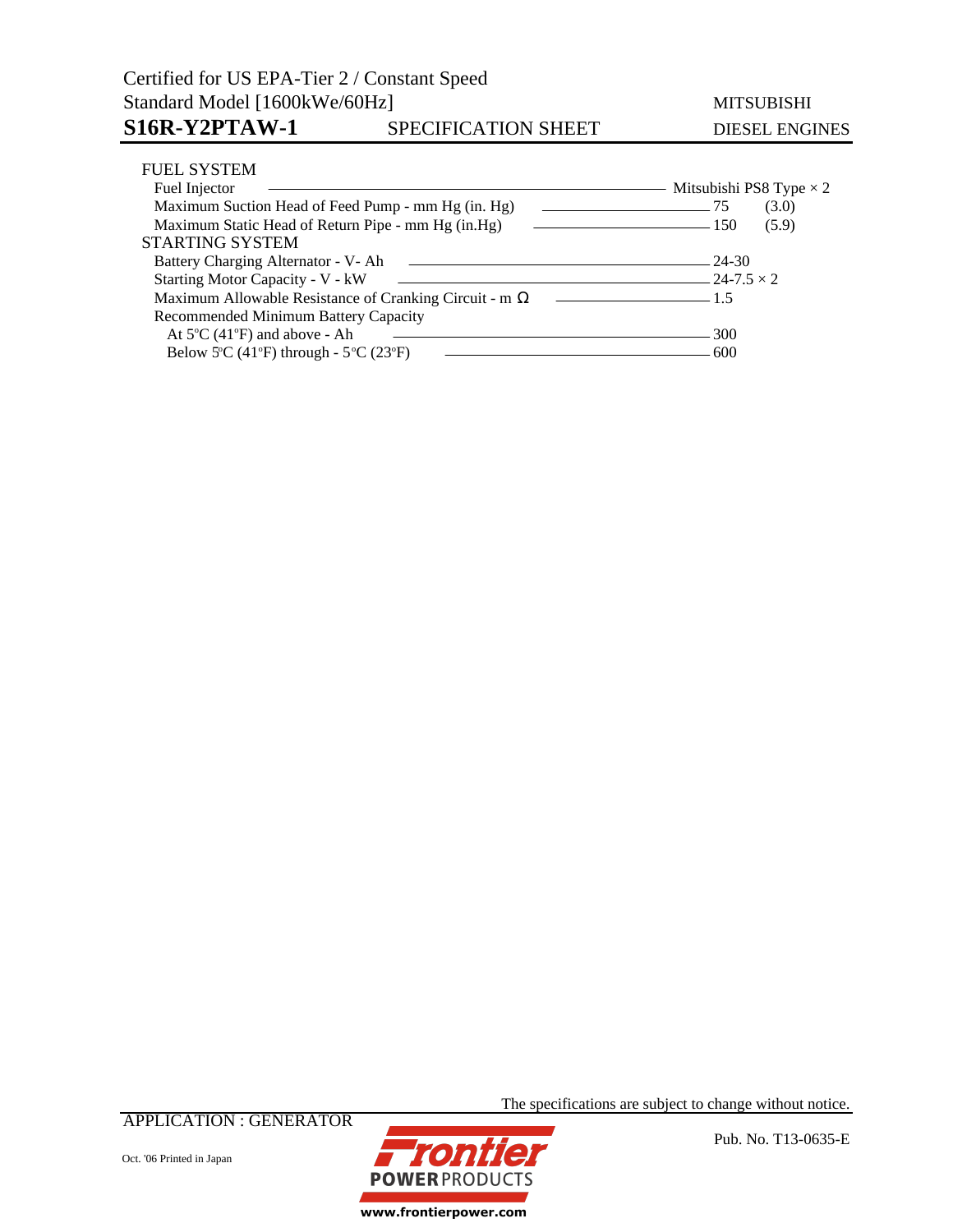## FUEL SYSTEM

| Item | Value | |
|---|---|---|
| Fuel Injector | Mitsubishi PS8 Type × 2 | |
| Maximum Suction Head of Feed Pump - mm Hg (in. Hg) | 75 | (3.0) |
| Maximum Static Head of Return Pipe - mm Hg (in.Hg) | 150 | (5.9) |

## STARTING SYSTEM

| Item | Value |
|---|---|
| Battery Charging Alternator - V- Ah | 24-30 |
| Starting Motor Capacity - V - kW | 24-7.5 × 2 |
| Maximum Allowable Resistance of Cranking Circuit - m Ω | 1.5 |
| Recommended Minimum Battery Capacity | |
| At 5°C (41°F) and above - Ah | 300 |
| Below 5°C (41°F) through - 5°C (23°F) | 600 |

The specifications are subject to change without notice.

APPLICATION : GENERATOR

Pub. No. T13-0635-E

Oct. '06 Printed in Japan

Frontier POWER PRODUCTS

www.frontierpower.com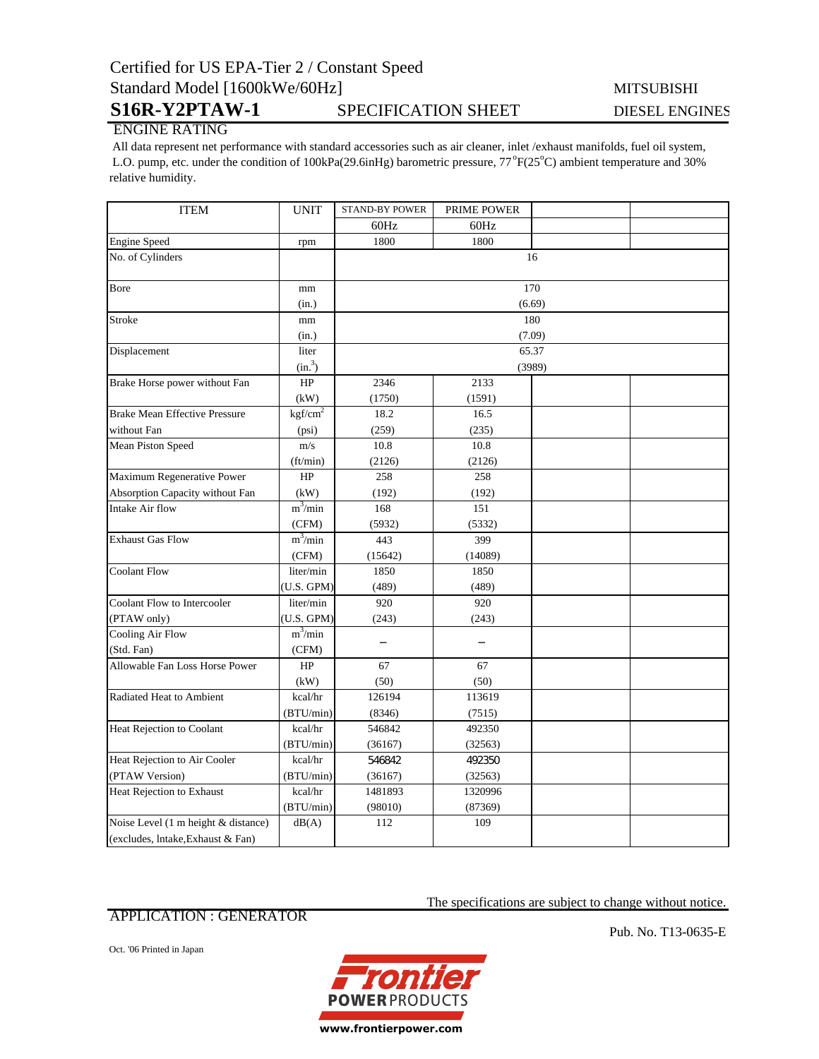Certified for US EPA-Tier 2 / Constant Speed

Standard Model [1600kWe/60Hz]

MITSUBISHI

# S16R-Y2PTAW-1

SPECIFICATION SHEET

DIESEL ENGINES

## ENGINE RATING

All data represent net performance with standard accessories such as air cleaner, inlet /exhaust manifolds, fuel oil system, L.O. pump, etc. under the condition of 100kPa(29.6inHg) barometric pressure, 77°F(25°C) ambient temperature and 30% relative humidity.

| ITEM | UNIT | STAND-BY POWER | PRIME POWER | | |
|---|---|---|---|---|---|
| | | 60Hz | 60Hz | | |
| Engine Speed | rpm | 1800 | 1800 | | |
| No. of Cylinders | | 16 | | | |
| Bore | mm (in.) | 170 (6.69) | | | |
| Stroke | mm (in.) | 180 (7.09) | | | |
| Displacement | liter ($in.^3$) | 65.37 (3989) | | | |
| Brake Horse power without Fan | HP (kW) | 2346 (1750) | 2133 (1591) | | |
| Brake Mean Effective Pressure without Fan | $kgf/cm^2$ (psi) | 18.2 (259) | 16.5 (235) | | |
| Mean Piston Speed | m/s (ft/min) | 10.8 (2126) | 10.8 (2126) | | |
| Maximum Regenerative Power Absorption Capacity without Fan | HP (kW) | 258 (192) | 258 (192) | | |
| Intake Air flow | $m^3$/min (CFM) | 168 (5932) | 151 (5332) | | |
| Exhaust Gas Flow | $m^3$/min (CFM) | 443 (15642) | 399 (14089) | | |
| Coolant Flow | liter/min (U.S. GPM) | 1850 (489) | 1850 (489) | | |
| Coolant Flow to Intercooler (PTAW only) | liter/min (U.S. GPM) | 920 (243) | 920 (243) | | |
| Cooling Air Flow (Std. Fan) | $m^3$/min (CFM) | – | – | | |
| Allowable Fan Loss Horse Power | HP (kW) | 67 (50) | 67 (50) | | |
| Radiated Heat to Ambient | kcal/hr (BTU/min) | 126194 (8346) | 113619 (7515) | | |
| Heat Rejection to Coolant | kcal/hr (BTU/min) | 546842 (36167) | 492350 (32563) | | |
| Heat Rejection to Air Cooler (PTAW Version) | kcal/hr (BTU/min) | 546842 (36167) | 492350 (32563) | | |
| Heat Rejection to Exhaust | kcal/hr (BTU/min) | 1481893 (98010) | 1320996 (87369) | | |
| Noise Level (1 m height & distance) (excludes, lntake,Exhaust & Fan) | dB(A) | 112 | 109 | | |

The specifications are subject to change without notice.

APPLICATION : GENERATOR

Pub. No. T13-0635-E

Oct. '06 Printed in Japan

Frontier POWER PRODUCTS

www.frontierpower.com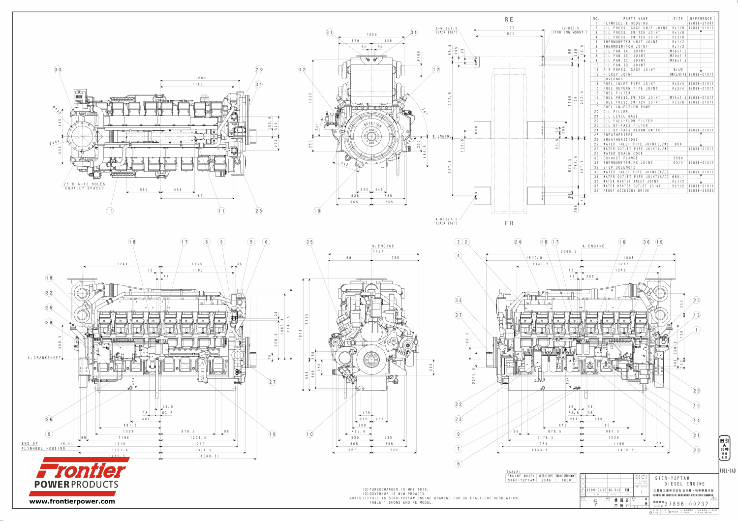| NO. | PARTS NAME | SIZE | REFERENCE |
|---|---|---|---|
| 1 | FLYWHEEL & HOUSING | | 37896-21001 |
| 2 | OIL PRESS. GAGE UNIT JOINT | Rc1/8 | 37896-01011 |
| 3 | OIL PRESS. SWITCH JOINT | Rc1/8 | ↑ |
| 4 | OIL PRESS. SWITCH JOINT | Rc3/8 | |
| 5 | THERMOMETER UNIT JOINT | Rc1/2 | |
| 6 | THERMOSWITCH JOINT | Rc1/2 | |
| 7 | OIL PAN (A) JOINT | M16x1.5 | |
| 8 | OIL PAN (B) JOINT | M20x1.5 | |
| 9 | OIL PAN (C) JOINT | M36x1.5 | |
| 10 | OIL PAN (D) JOINT | | |
| 11 | AIR PRESS. GAGE JOINT | Rc1/8 | ↓ |
| 12 | PICKUP JOINT | UNF5/8-18 | 37896-01011 |
| 13 | GOVERNOR | | |
| 14 | FUEL INLET PIPE JOINT | Rc3/4 | 37896-01011 |
| 15 | FUEL RETURN PIPE JOINT | Rc3/4 | 37896-01011 |
| 16 | FUEL FILTER | | |
| 17 | FUEL PRESS.SWITCH JOINT | M14x1.5 | 37896-01011 |
| 18 | FUEL PRESS.SWITCH JOINT | Rc3/8 | 37896-01011 |
| 19 | FUEL INJECTION PUMP | | |
| 20 | OIL FILLER | | |
| 21 | OIL LEVEL GAGE | | |
| 22 | OIL FULL-FLOW FILTER | | |
| 23 | OIL BY-PASS FILTER | | |
| 24 | OIL BY-PASS ALARM SWITCH | | 37896-01011 |
| 25 | BREATHER(RE) | | |
| 26 | BREATHER(SIDE) | | |
| 27 | WATER INLET PIPE JOINT(J/W) | 90A | |
| 28 | WATER OUTLET PIPE JOINT(J/W) | | 37896-01011 |
| 29 | WATER DRAIN COCK | | |
| 30 | EXHAUST FLANGE | 350A | |
| 31 | THERMOMETER,EX.JOINT | G3/4 | 37896-01011 |
| 32 | STOP SOLENOID | | |
| 33 | WATER INLET PIPE JOINT(A/C) | | 37896-01011 |
| 34 | WATER OUTLET PIPE JOINT(A/C) | Φ89.1 | ↑ |
| 35 | WATER HEATER INLET JOINT | Rc1/2 | ↓ |
| 36 | WATER HEATER OUTLET JOINT | Rc1/2 | 37896-01011 |
| 37 | FRONT ACCESORY DRIVE | | 37896-25003 |

RE

FR

2-M18x1.5 (JACK BOLT)

12-Φ20.5 (FOR ENG.MOUNT.)

4-M18x1.5 (JACK BOLT)

25 DIA-12 HOLES EQUALLY SPACED

ROTATION

℄.ENGINE

℄.CRANKSHAFT

END OF FLYWHEEL HOUSING

TABLE1

| ENGINE MODEL | OUTPUT(HP) | ENGINE SPEED(min⁻¹) |
|---|---|---|
| S16R-Y2PTAW | 2346 | 1800 |

(3)TURBOCHARGER IS MHI TD10.
(2)GOVERNOR IS W/W PROACT8.
NOTES (1)THIS IS S16R-Y2PTAW ENGINE DRAWING FOR US EPA-TIER2 REGULATION.
TABLE 1 SHOWS ENGINE MODEL.

S16R-Y2PTAW
DIESEL ENGINE

三菱重工業株式会社 汎用機・特車事業本部

図面番号 37896-00232

4500-C453 '06.6.13

FULL-CAD

Frontier POWER PRODUCTS
www.frontierpower.com